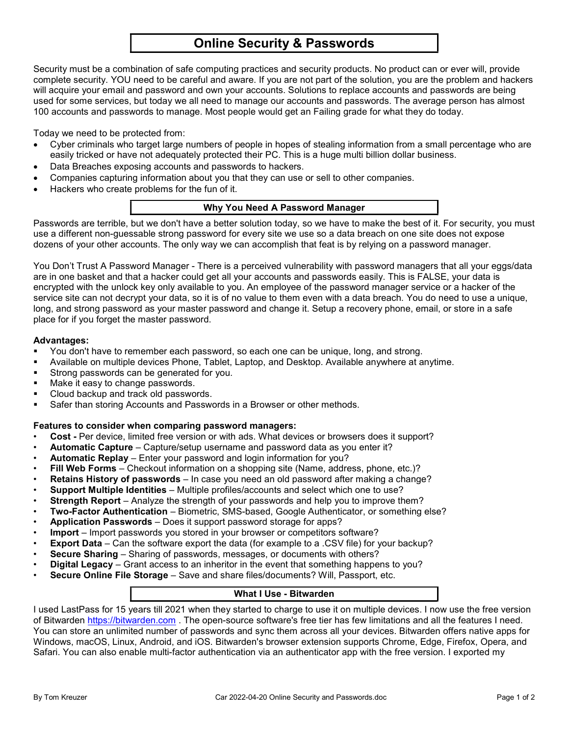# Online Security & Passwords

Security must be a combination of safe computing practices and security products. No product can or ever will, provide complete security. YOU need to be careful and aware. If you are not part of the solution, you are the problem and hackers will acquire your email and password and own your accounts. Solutions to replace accounts and passwords are being used for some services, but today we all need to manage our accounts and passwords. The average person has almost 100 accounts and passwords to manage. Most people would get an Failing grade for what they do today.

Today we need to be protected from:

- Cyber criminals who target large numbers of people in hopes of stealing information from a small percentage who are easily tricked or have not adequately protected their PC. This is a huge multi billion dollar business.
- Data Breaches exposing accounts and passwords to hackers.
- Companies capturing information about you that they can use or sell to other companies.
- Hackers who create problems for the fun of it.

## Why You Need A Password Manager

Passwords are terrible, but we don't have a better solution today, so we have to make the best of it. For security, you must use a different non-guessable strong password for every site we use so a data breach on one site does not expose dozens of your other accounts. The only way we can accomplish that feat is by relying on a password manager.

You Don't Trust A Password Manager - There is a perceived vulnerability with password managers that all your eggs/data are in one basket and that a hacker could get all your accounts and passwords easily. This is FALSE, your data is encrypted with the unlock key only available to you. An employee of the password manager service or a hacker of the service site can not decrypt your data, so it is of no value to them even with a data breach. You do need to use a unique, long, and strong password as your master password and change it. Setup a recovery phone, email, or store in a safe place for if you forget the master password.

**Advantages:**

- You don't have to remember each password, so each one can be unique, long, and strong.
- Available on multiple devices Phone, Tablet, Laptop, and Desktop. Available anywhere at anytime.
- Strong passwords can be generated for you.
- Make it easy to change passwords.
- Cloud backup and track old passwords.
- Safer than storing Accounts and Passwords in a Browser or other methods.

**Features to consider when comparing password managers:**

- **Cost -** Per device, limited free version or with ads. What devices or browsers does it support?
- **Automatic Capture** – Capture/setup username and password data as you enter it?
- **Automatic Replay** – Enter your password and login information for you?
- **Fill Web Forms** – Checkout information on a shopping site (Name, address, phone, etc.)?
- **Retains History of passwords** – In case you need an old password after making a change?
- **Support Multiple Identities** – Multiple profiles/accounts and select which one to use?
- **Strength Report** – Analyze the strength of your passwords and help you to improve them?
- **Two-Factor Authentication** – Biometric, SMS-based, Google Authenticator, or something else?
- **Application Passwords** – Does it support password storage for apps?
- **Import** – Import passwords you stored in your browser or competitors software?
- **Export Data** – Can the software export the data (for example to a .CSV file) for your backup?
- **Secure Sharing** – Sharing of passwords, messages, or documents with others?
- **Digital Legacy** – Grant access to an inheritor in the event that something happens to you?
- **Secure Online File Storage** – Save and share files/documents? Will, Passport, etc.

## What I Use - Bitwarden

I used LastPass for 15 years till 2021 when they started to charge to use it on multiple devices. I now use the free version of Bitwarden https://bitwarden.com . The open-source software's free tier has few limitations and all the features I need. You can store an unlimited number of passwords and sync them across all your devices. Bitwarden offers native apps for Windows, macOS, Linux, Android, and iOS. Bitwarden's browser extension supports Chrome, Edge, Firefox, Opera, and Safari. You can also enable multi-factor authentication via an authenticator app with the free version. I exported my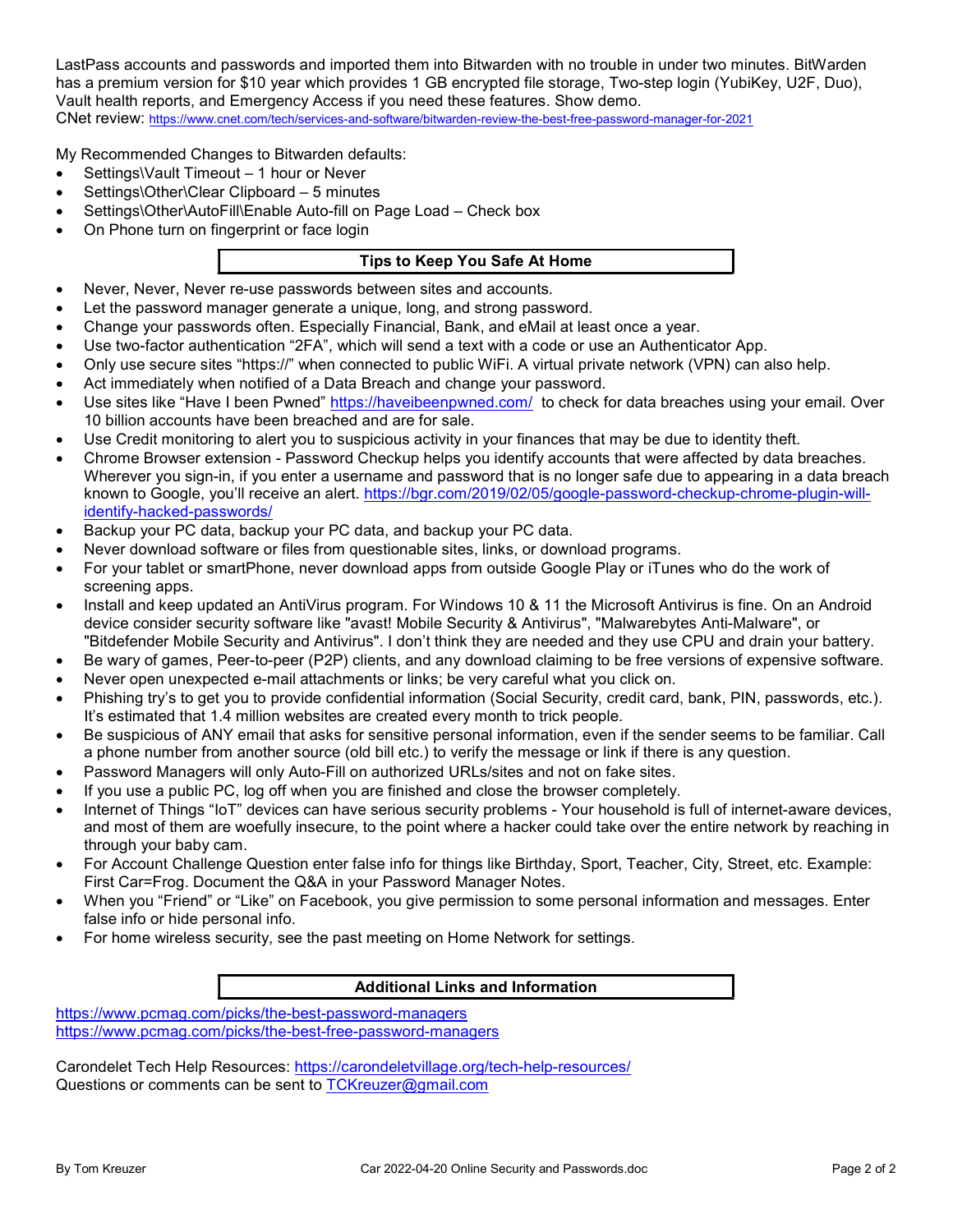LastPass accounts and passwords and imported them into Bitwarden with no trouble in under two minutes. BitWarden has a premium version for $10 year which provides 1 GB encrypted file storage, Two-step login (YubiKey, U2F, Duo), Vault health reports, and Emergency Access if you need these features. Show demo.
CNet review: https://www.cnet.com/tech/services-and-software/bitwarden-review-the-best-free-password-manager-for-2021

My Recommended Changes to Bitwarden defaults:

- Settings\Vault Timeout – 1 hour or Never
- Settings\Other\Clear Clipboard – 5 minutes
- Settings\Other\AutoFill\Enable Auto-fill on Page Load – Check box
- On Phone turn on fingerprint or face login

## Tips to Keep You Safe At Home

- Never, Never, Never re-use passwords between sites and accounts.
- Let the password manager generate a unique, long, and strong password.
- Change your passwords often. Especially Financial, Bank, and eMail at least once a year.
- Use two-factor authentication "2FA", which will send a text with a code or use an Authenticator App.
- Only use secure sites "https://" when connected to public WiFi. A virtual private network (VPN) can also help.
- Act immediately when notified of a Data Breach and change your password.
- Use sites like "Have I been Pwned" https://haveibeenpwned.com/ to check for data breaches using your email. Over 10 billion accounts have been breached and are for sale.
- Use Credit monitoring to alert you to suspicious activity in your finances that may be due to identity theft.
- Chrome Browser extension - Password Checkup helps you identify accounts that were affected by data breaches. Wherever you sign-in, if you enter a username and password that is no longer safe due to appearing in a data breach known to Google, you'll receive an alert. https://bgr.com/2019/02/05/google-password-checkup-chrome-plugin-will-identify-hacked-passwords/
- Backup your PC data, backup your PC data, and backup your PC data.
- Never download software or files from questionable sites, links, or download programs.
- For your tablet or smartPhone, never download apps from outside Google Play or iTunes who do the work of screening apps.
- Install and keep updated an AntiVirus program. For Windows 10 & 11 the Microsoft Antivirus is fine. On an Android device consider security software like "avast! Mobile Security & Antivirus", "Malwarebytes Anti-Malware", or "Bitdefender Mobile Security and Antivirus". I don't think they are needed and they use CPU and drain your battery.
- Be wary of games, Peer-to-peer (P2P) clients, and any download claiming to be free versions of expensive software.
- Never open unexpected e-mail attachments or links; be very careful what you click on.
- Phishing try's to get you to provide confidential information (Social Security, credit card, bank, PIN, passwords, etc.). It's estimated that 1.4 million websites are created every month to trick people.
- Be suspicious of ANY email that asks for sensitive personal information, even if the sender seems to be familiar. Call a phone number from another source (old bill etc.) to verify the message or link if there is any question.
- Password Managers will only Auto-Fill on authorized URLs/sites and not on fake sites.
- If you use a public PC, log off when you are finished and close the browser completely.
- Internet of Things "IoT" devices can have serious security problems - Your household is full of internet-aware devices, and most of them are woefully insecure, to the point where a hacker could take over the entire network by reaching in through your baby cam.
- For Account Challenge Question enter false info for things like Birthday, Sport, Teacher, City, Street, etc. Example: First Car=Frog. Document the Q&A in your Password Manager Notes.
- When you "Friend" or "Like" on Facebook, you give permission to some personal information and messages. Enter false info or hide personal info.
- For home wireless security, see the past meeting on Home Network for settings.

## Additional Links and Information

https://www.pcmag.com/picks/the-best-password-managers
https://www.pcmag.com/picks/the-best-free-password-managers

Carondelet Tech Help Resources: https://carondeletvillage.org/tech-help-resources/
Questions or comments can be sent to TCKreuzer@gmail.com